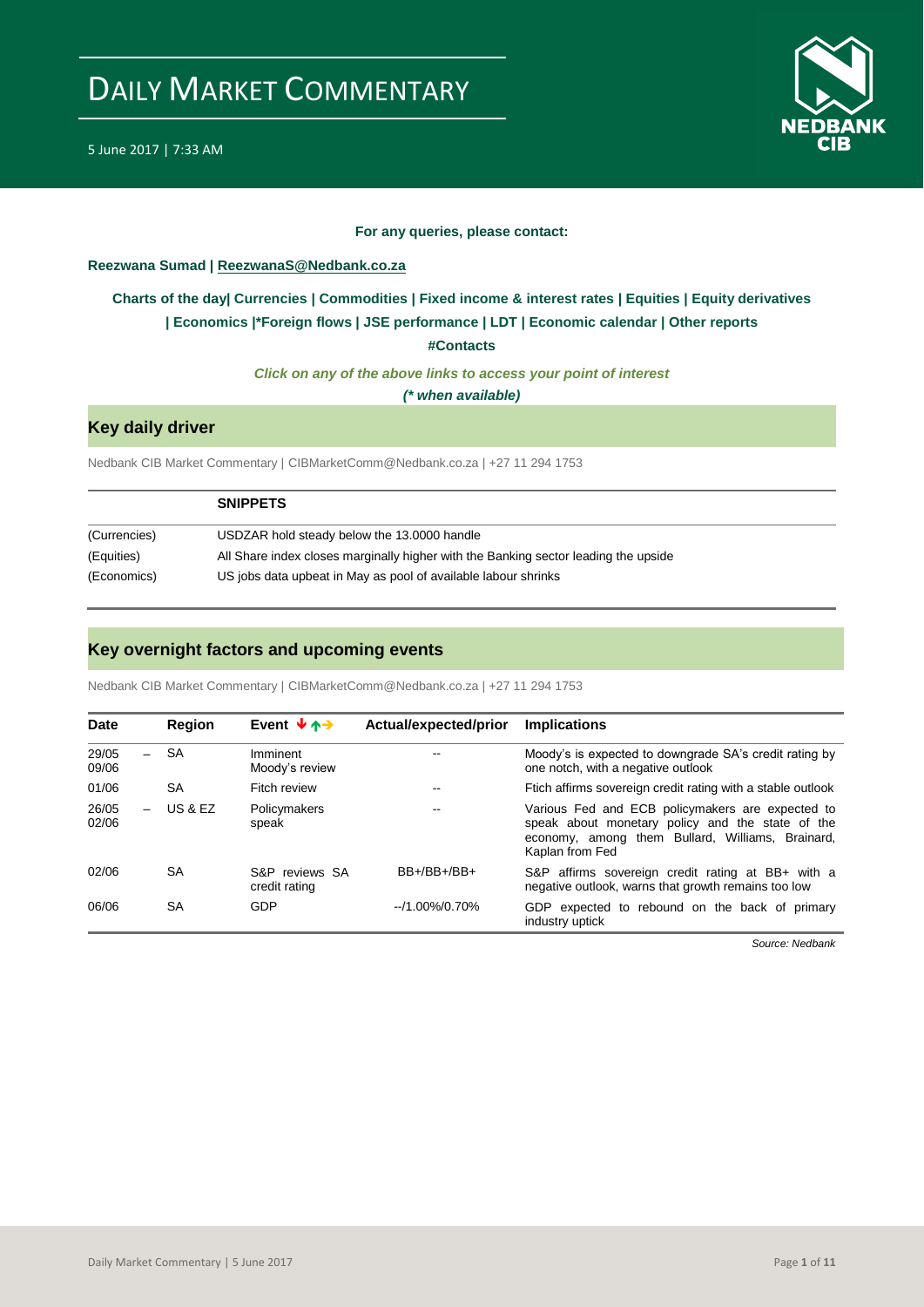# DAILY MARKET COMMENTARY

5 June 2017 | 7:33 AM

**For any queries, please contact:**

**Reezwana Sumad | ReezwanaS@Nedbank.co.za**

**Charts of the day| Currencies | Commodities | Fixed income & interest rates | Equities | Equity derivatives | Economics |\*Foreign flows | JSE performance | LDT | Economic calendar | Other reports**

**#Contacts**

***Click on any of the above links to access your point of interest***

***(\* when available)***

## Key daily driver

Nedbank CIB Market Commentary | CIBMarketComm@Nedbank.co.za | +27 11 294 1753

| | **SNIPPETS** |
|---|---|
| (Currencies) | USDZAR hold steady below the 13.0000 handle |
| (Equities) | All Share index closes marginally higher with the Banking sector leading the upside |
| (Economics) | US jobs data upbeat in May as pool of available labour shrinks |

## Key overnight factors and upcoming events

Nedbank CIB Market Commentary | CIBMarketComm@Nedbank.co.za | +27 11 294 1753

| Date | Region | Event | Actual/expected/prior | Implications |
|---|---|---|---|---|
| 29/05 – 09/06 | SA | Imminent Moody's review | -- | Moody's is expected to downgrade SA's credit rating by one notch, with a negative outlook |
| 01/06 | SA | Fitch review | -- | Ftich affirms sovereign credit rating with a stable outlook |
| 26/05 – 02/06 | US & EZ | Policymakers speak | -- | Various Fed and ECB policymakers are expected to speak about monetary policy and the state of the economy, among them Bullard, Williams, Brainard, Kaplan from Fed |
| 02/06 | SA | S&P reviews SA credit rating | BB+/BB+/BB+ | S&P affirms sovereign credit rating at BB+ with a negative outlook, warns that growth remains too low |
| 06/06 | SA | GDP | --/1.00%/0.70% | GDP expected to rebound on the back of primary industry uptick |

*Source: Nedbank*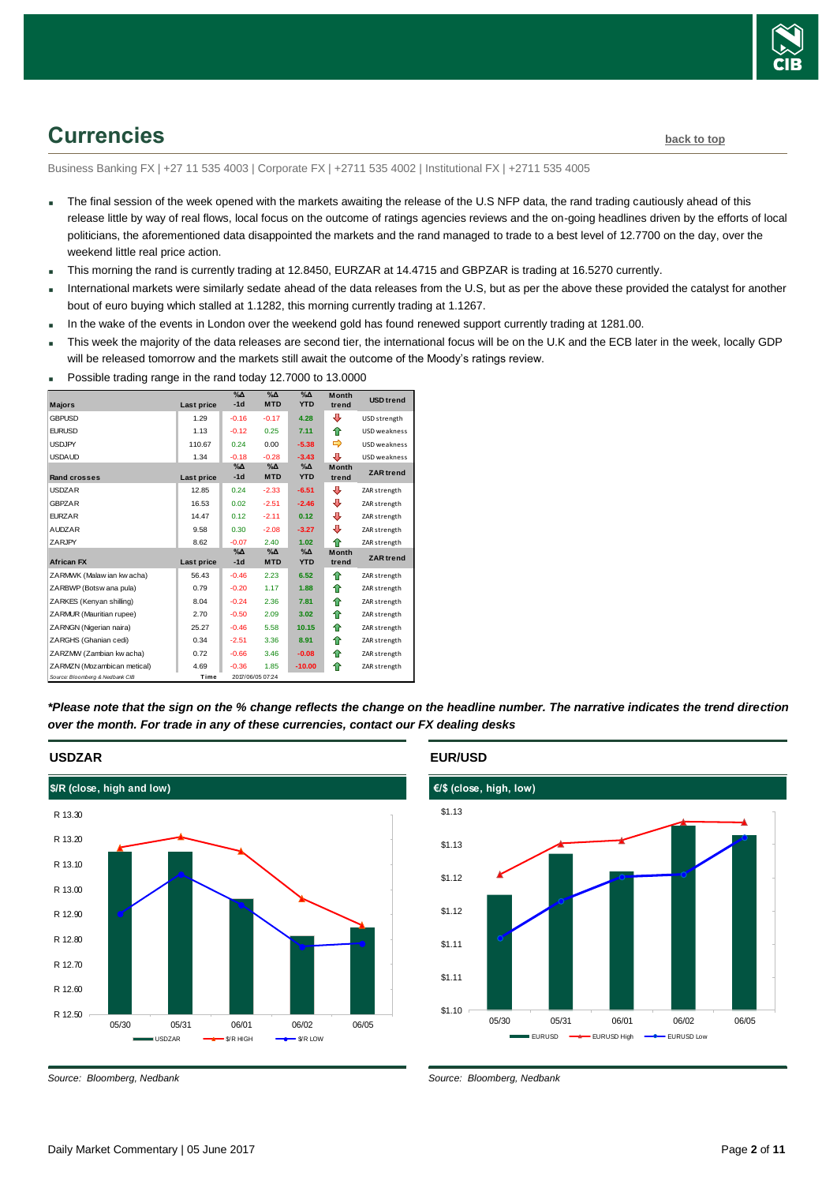## Currencies

back to top

Business Banking FX | +27 11 535 4003 | Corporate FX | +2711 535 4002 | Institutional FX | +2711 535 4005

- The final session of the week opened with the markets awaiting the release of the U.S NFP data, the rand trading cautiously ahead of this release little by way of real flows, local focus on the outcome of ratings agencies reviews and the on-going headlines driven by the efforts of local politicians, the aforementioned data disappointed the markets and the rand managed to trade to a best level of 12.7700 on the day, over the weekend little real price action.
- This morning the rand is currently trading at 12.8450, EURZAR at 14.4715 and GBPZAR is trading at 16.5270 currently.
- International markets were similarly sedate ahead of the data releases from the U.S, but as per the above these provided the catalyst for another bout of euro buying which stalled at 1.1282, this morning currently trading at 1.1267.
- In the wake of the events in London over the weekend gold has found renewed support currently trading at 1281.00.
- This week the majority of the data releases are second tier, the international focus will be on the U.K and the ECB later in the week, locally GDP will be released tomorrow and the markets still await the outcome of the Moody's ratings review.
- Possible trading range in the rand today 12.7000 to 13.0000

| Majors | Last price | %Δ -1d | %Δ MTD | %Δ YTD | Month trend | USD trend |
|---|---|---|---|---|---|---|
| GBPUSD | 1.29 | -0.16 | -0.17 | 4.28 | ⇩ | USD strength |
| EURUSD | 1.13 | -0.12 | 0.25 | 7.11 | ⇧ | USD weakness |
| USDJPY | 110.67 | 0.24 | 0.00 | -5.38 | ⇨ | USD weakness |
| USDAUD | 1.34 | -0.18 | -0.28 | -3.43 | ⇩ | USD weakness |
| **Rand crosses** | **Last price** | **%Δ -1d** | **%Δ MTD** | **%Δ YTD** | **Month trend** | **ZAR trend** |
| USDZAR | 12.85 | 0.24 | -2.33 | -6.51 | ⇩ | ZAR strength |
| GBPZAR | 16.53 | 0.02 | -2.51 | -2.46 | ⇩ | ZAR strength |
| EURZAR | 14.47 | 0.12 | -2.11 | 0.12 | ⇩ | ZAR strength |
| AUDZAR | 9.58 | 0.30 | -2.08 | -3.27 | ⇩ | ZAR strength |
| ZARJPY | 8.62 | -0.07 | 2.40 | 1.02 | ⇧ | ZAR strength |
| **African FX** | **Last price** | **%Δ -1d** | **%Δ MTD** | **%Δ YTD** | **Month trend** | **ZAR trend** |
| ZARMWK (Malawian kwacha) | 56.43 | -0.46 | 2.23 | 6.52 | ⇧ | ZAR strength |
| ZARBWP (Botswana pula) | 0.79 | -0.20 | 1.17 | 1.88 | ⇧ | ZAR strength |
| ZARKES (Kenyan shilling) | 8.04 | -0.24 | 2.36 | 7.81 | ⇧ | ZAR strength |
| ZARMUR (Mauritian rupee) | 2.70 | -0.50 | 2.09 | 3.02 | ⇧ | ZAR strength |
| ZARNGN (Nigerian naira) | 25.27 | -0.46 | 5.58 | 10.15 | ⇧ | ZAR strength |
| ZARGHS (Ghanian cedi) | 0.34 | -2.51 | 3.36 | 8.91 | ⇧ | ZAR strength |
| ZARZMW (Zambian kwacha) | 0.72 | -0.66 | 3.46 | -0.08 | ⇧ | ZAR strength |
| ZARMZN (Mozambican metical) | 4.69 | -0.36 | 1.85 | -10.00 | ⇧ | ZAR strength |

Source: Bloomberg & Nedbank CIB | Time: 2017/06/05 07:24

***Please note that the sign on the % change reflects the change on the headline number. The narrative indicates the trend direction over the month. For trade in any of these currencies, contact our FX dealing desks***

### USDZAR

$/R (close, high and low)

Source: Bloomberg, Nedbank

### EUR/USD

€/$ (close, high, low)

Source: Bloomberg, Nedbank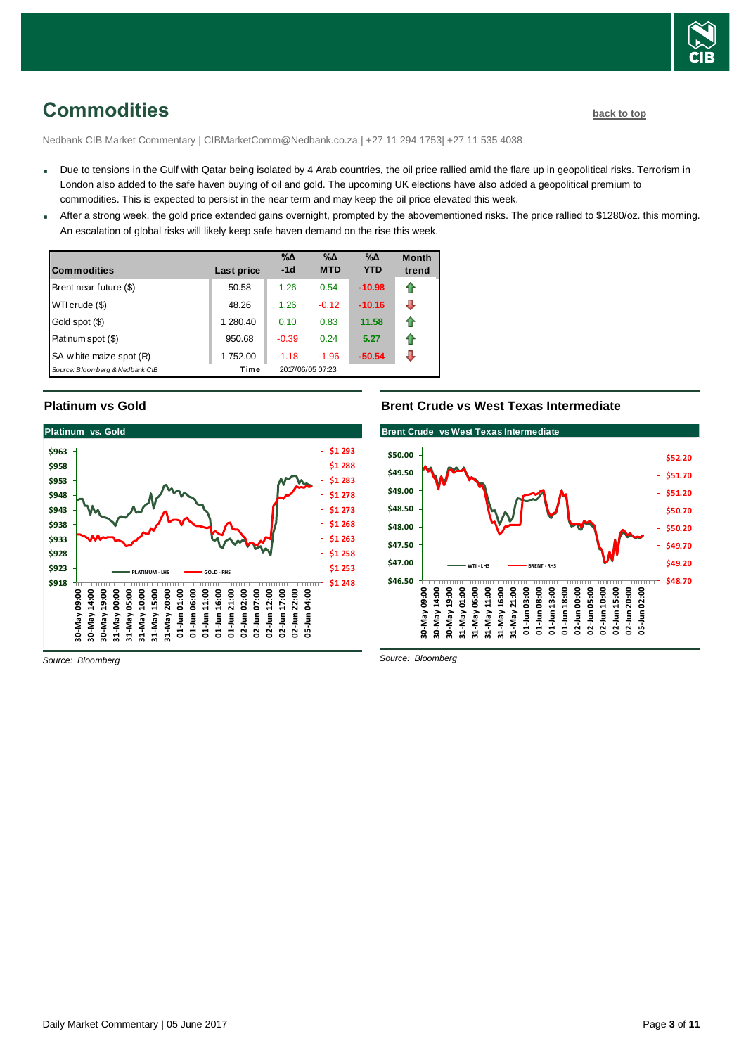## Commodities

back to top

Nedbank CIB Market Commentary | CIBMarketComm@Nedbank.co.za | +27 11 294 1753| +27 11 535 4038

- Due to tensions in the Gulf with Qatar being isolated by 4 Arab countries, the oil price rallied amid the flare up in geopolitical risks. Terrorism in London also added to the safe haven buying of oil and gold. The upcoming UK elections have also added a geopolitical premium to commodities. This is expected to persist in the near term and may keep the oil price elevated this week.
- After a strong week, the gold price extended gains overnight, prompted by the abovementioned risks. The price rallied to $1280/oz. this morning. An escalation of global risks will likely keep safe haven demand on the rise this week.

| Commodities | Last price | %Δ -1d | %Δ MTD | %Δ YTD | Month trend |
|---|---|---|---|---|---|
| Brent near future ($) | 50.58 | 1.26 | 0.54 | -10.98 | ⇧ |
| WTI crude ($) | 48.26 | 1.26 | -0.12 | -10.16 | ⇩ |
| Gold spot ($) | 1 280.40 | 0.10 | 0.83 | 11.58 | ⇧ |
| Platinum spot ($) | 950.68 | -0.39 | 0.24 | 5.27 | ⇧ |
| SA white maize spot (R) | 1 752.00 | -1.18 | -1.96 | -50.54 | ⇩ |
| *Source: Bloomberg & Nedbank CIB* | Time | 2017/06/05 07:23 | | | |

### Platinum vs Gold

*Source: Bloomberg*

### Brent Crude vs West Texas Intermediate

*Source: Bloomberg*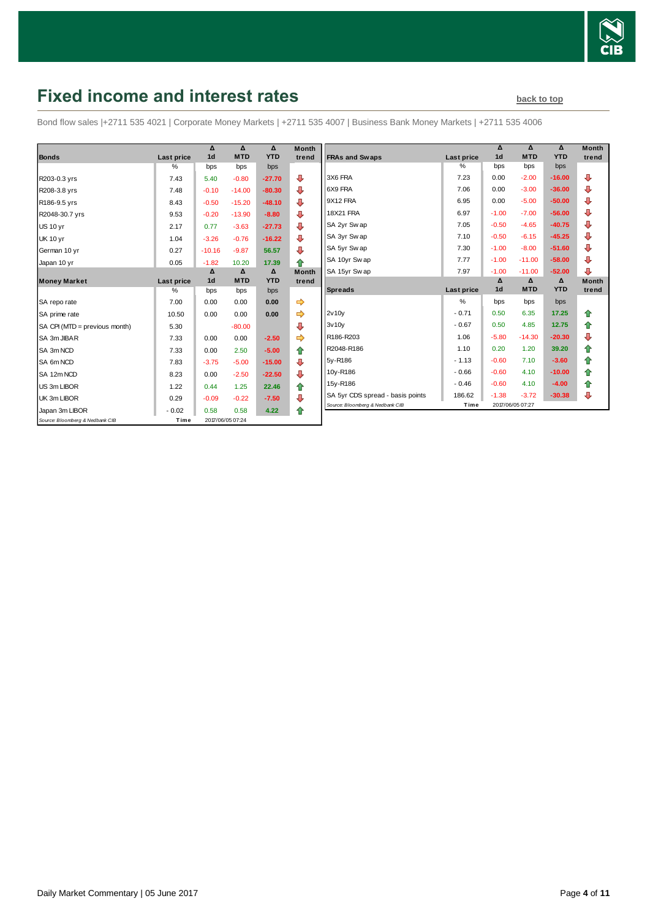# Fixed income and interest rates

back to top

Bond flow sales |+2711 535 4021 | Corporate Money Markets | +2711 535 4007 | Business Bank Money Markets | +2711 535 4006

| Bonds | Last price | Δ 1d | Δ MTD | Δ YTD | Month trend |
|---|---|---|---|---|---|
| | % | bps | bps | bps | |
| R203-0.3 yrs | 7.43 | 5.40 | -0.80 | -27.70 | ⇩ |
| R208-3.8 yrs | 7.48 | -0.10 | -14.00 | -80.30 | ⇩ |
| R186-9.5 yrs | 8.43 | -0.50 | -15.20 | -48.10 | ⇩ |
| R2048-30.7 yrs | 9.53 | -0.20 | -13.90 | -8.80 | ⇩ |
| US 10 yr | 2.17 | 0.77 | -3.63 | -27.73 | ⇩ |
| UK 10 yr | 1.04 | -3.26 | -0.76 | -16.22 | ⇩ |
| German 10 yr | 0.27 | -10.16 | -9.87 | 56.57 | ⇩ |
| Japan 10 yr | 0.05 | -1.82 | 10.20 | 17.39 | ⇧ |

| Money Market | Last price | Δ 1d | Δ MTD | Δ YTD | Month trend |
|---|---|---|---|---|---|
| | % | bps | bps | bps | |
| SA repo rate | 7.00 | 0.00 | 0.00 | 0.00 | ⇨ |
| SA prime rate | 10.50 | 0.00 | 0.00 | 0.00 | ⇨ |
| SA CPI (MTD = previous month) | 5.30 | | -80.00 | | ⇩ |
| SA 3m JIBAR | 7.33 | 0.00 | 0.00 | -2.50 | ⇨ |
| SA 3m NCD | 7.33 | 0.00 | 2.50 | -5.00 | ⇧ |
| SA 6m NCD | 7.83 | -3.75 | -5.00 | -15.00 | ⇩ |
| SA 12m NCD | 8.23 | 0.00 | -2.50 | -22.50 | ⇩ |
| US 3m LIBOR | 1.22 | 0.44 | 1.25 | 22.46 | ⇧ |
| UK 3m LIBOR | 0.29 | -0.09 | -0.22 | -7.50 | ⇩ |
| Japan 3m LIBOR | - 0.02 | 0.58 | 0.58 | 4.22 | ⇧ |

*Source: Bloomberg & Nedbank CIB* Time 2017/06/05 07:24

| FRAs and Swaps | Last price | Δ 1d | Δ MTD | Δ YTD | Month trend |
|---|---|---|---|---|---|
| | % | bps | bps | bps | |
| 3X6 FRA | 7.23 | 0.00 | -2.00 | -16.00 | ⇩ |
| 6X9 FRA | 7.06 | 0.00 | -3.00 | -36.00 | ⇩ |
| 9X12 FRA | 6.95 | 0.00 | -5.00 | -50.00 | ⇩ |
| 18X21 FRA | 6.97 | -1.00 | -7.00 | -56.00 | ⇩ |
| SA 2yr Swap | 7.05 | -0.50 | -4.65 | -40.75 | ⇩ |
| SA 3yr Swap | 7.10 | -0.50 | -6.15 | -45.25 | ⇩ |
| SA 5yr Swap | 7.30 | -1.00 | -8.00 | -51.60 | ⇩ |
| SA 10yr Swap | 7.77 | -1.00 | -11.00 | -58.00 | ⇩ |
| SA 15yr Swap | 7.97 | -1.00 | -11.00 | -52.00 | ⇩ |

| Spreads | Last price | Δ 1d | Δ MTD | Δ YTD | Month trend |
|---|---|---|---|---|---|
| | % | bps | bps | bps | |
| 2v10y | - 0.71 | 0.50 | 6.35 | 17.25 | ⇧ |
| 3v10y | - 0.67 | 0.50 | 4.85 | 12.75 | ⇧ |
| R186-R203 | 1.06 | -5.80 | -14.30 | -20.30 | ⇩ |
| R2048-R186 | 1.10 | 0.20 | 1.20 | 39.20 | ⇧ |
| 5y-R186 | - 1.13 | -0.60 | 7.10 | -3.60 | ⇧ |
| 10y-R186 | - 0.66 | -0.60 | 4.10 | -10.00 | ⇧ |
| 15y-R186 | - 0.46 | -0.60 | 4.10 | -4.00 | ⇧ |
| SA 5yr CDS spread - basis points | 186.62 | -1.38 | -3.72 | -30.38 | ⇩ |

*Source: Bloomberg & Nedbank CIB* Time 2017/06/05 07:27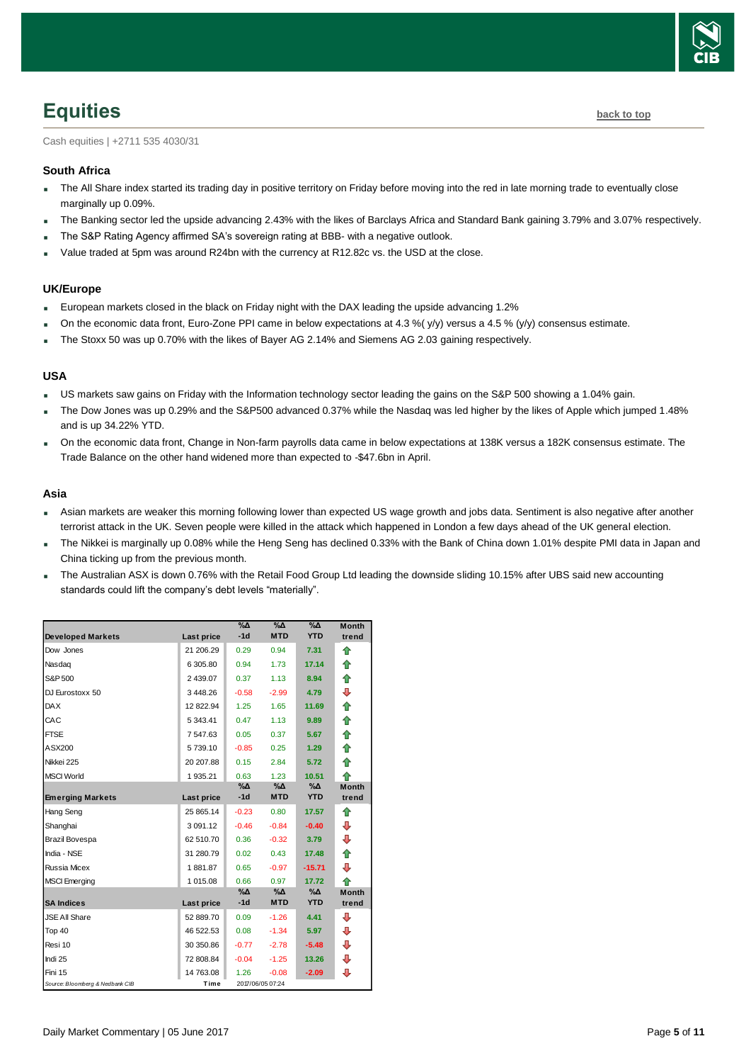# Equities

back to top

Cash equities | +2711 535 4030/31

### South Africa

- The All Share index started its trading day in positive territory on Friday before moving into the red in late morning trade to eventually close marginally up 0.09%.
- The Banking sector led the upside advancing 2.43% with the likes of Barclays Africa and Standard Bank gaining 3.79% and 3.07% respectively.
- The S&P Rating Agency affirmed SA's sovereign rating at BBB- with a negative outlook.
- Value traded at 5pm was around R24bn with the currency at R12.82c vs. the USD at the close.

### UK/Europe

- European markets closed in the black on Friday night with the DAX leading the upside advancing 1.2%
- On the economic data front, Euro-Zone PPI came in below expectations at 4.3 %( y/y) versus a 4.5 % (y/y) consensus estimate.
- The Stoxx 50 was up 0.70% with the likes of Bayer AG 2.14% and Siemens AG 2.03 gaining respectively.

### USA

- US markets saw gains on Friday with the Information technology sector leading the gains on the S&P 500 showing a 1.04% gain.
- The Dow Jones was up 0.29% and the S&P500 advanced 0.37% while the Nasdaq was led higher by the likes of Apple which jumped 1.48% and is up 34.22% YTD.
- On the economic data front, Change in Non-farm payrolls data came in below expectations at 138K versus a 182K consensus estimate. The Trade Balance on the other hand widened more than expected to -$47.6bn in April.

### Asia

- Asian markets are weaker this morning following lower than expected US wage growth and jobs data. Sentiment is also negative after another terrorist attack in the UK. Seven people were killed in the attack which happened in London a few days ahead of the UK general election.
- The Nikkei is marginally up 0.08% while the Heng Seng has declined 0.33% with the Bank of China down 1.01% despite PMI data in Japan and China ticking up from the previous month.
- The Australian ASX is down 0.76% with the Retail Food Group Ltd leading the downside sliding 10.15% after UBS said new accounting standards could lift the company's debt levels "materially".

| Developed Markets | Last price | %Δ -1d | %Δ MTD | %Δ YTD | Month trend |
|---|---|---|---|---|---|
| Dow Jones | 21 206.29 | 0.29 | 0.94 | 7.31 | ⇧ |
| Nasdaq | 6 305.80 | 0.94 | 1.73 | 17.14 | ⇧ |
| S&P 500 | 2 439.07 | 0.37 | 1.13 | 8.94 | ⇧ |
| DJ Eurostoxx 50 | 3 448.26 | -0.58 | -2.99 | 4.79 | ⇩ |
| DAX | 12 822.94 | 1.25 | 1.65 | 11.69 | ⇧ |
| CAC | 5 343.41 | 0.47 | 1.13 | 9.89 | ⇧ |
| FTSE | 7 547.63 | 0.05 | 0.37 | 5.67 | ⇧ |
| ASX200 | 5 739.10 | -0.85 | 0.25 | 1.29 | ⇧ |
| Nikkei 225 | 20 207.88 | 0.15 | 2.84 | 5.72 | ⇧ |
| MSCI World | 1 935.21 | 0.63 | 1.23 | 10.51 | ⇧ |
| **Emerging Markets** | **Last price** | **%Δ -1d** | **%Δ MTD** | **%Δ YTD** | **Month trend** |
| Hang Seng | 25 865.14 | -0.23 | 0.80 | 17.57 | ⇧ |
| Shanghai | 3 091.12 | -0.46 | -0.84 | -0.40 | ⇩ |
| Brazil Bovespa | 62 510.70 | 0.36 | -0.32 | 3.79 | ⇩ |
| India - NSE | 31 280.79 | 0.02 | 0.43 | 17.48 | ⇧ |
| Russia Micex | 1 881.87 | 0.65 | -0.97 | -15.71 | ⇩ |
| MSCI Emerging | 1 015.08 | 0.66 | 0.97 | 17.72 | ⇧ |
| **SA Indices** | **Last price** | **%Δ -1d** | **%Δ MTD** | **%Δ YTD** | **Month trend** |
| JSE All Share | 52 889.70 | 0.09 | -1.26 | 4.41 | ⇩ |
| Top 40 | 46 522.53 | 0.08 | -1.34 | 5.97 | ⇩ |
| Resi 10 | 30 350.86 | -0.77 | -2.78 | -5.48 | ⇩ |
| Indi 25 | 72 808.84 | -0.04 | -1.25 | 13.26 | ⇩ |
| Fini 15 | 14 763.08 | 1.26 | -0.08 | -2.09 | ⇩ |
| Source: Bloomberg & Nedbank CIB | Time | 2017/06/05 07:24 | | | |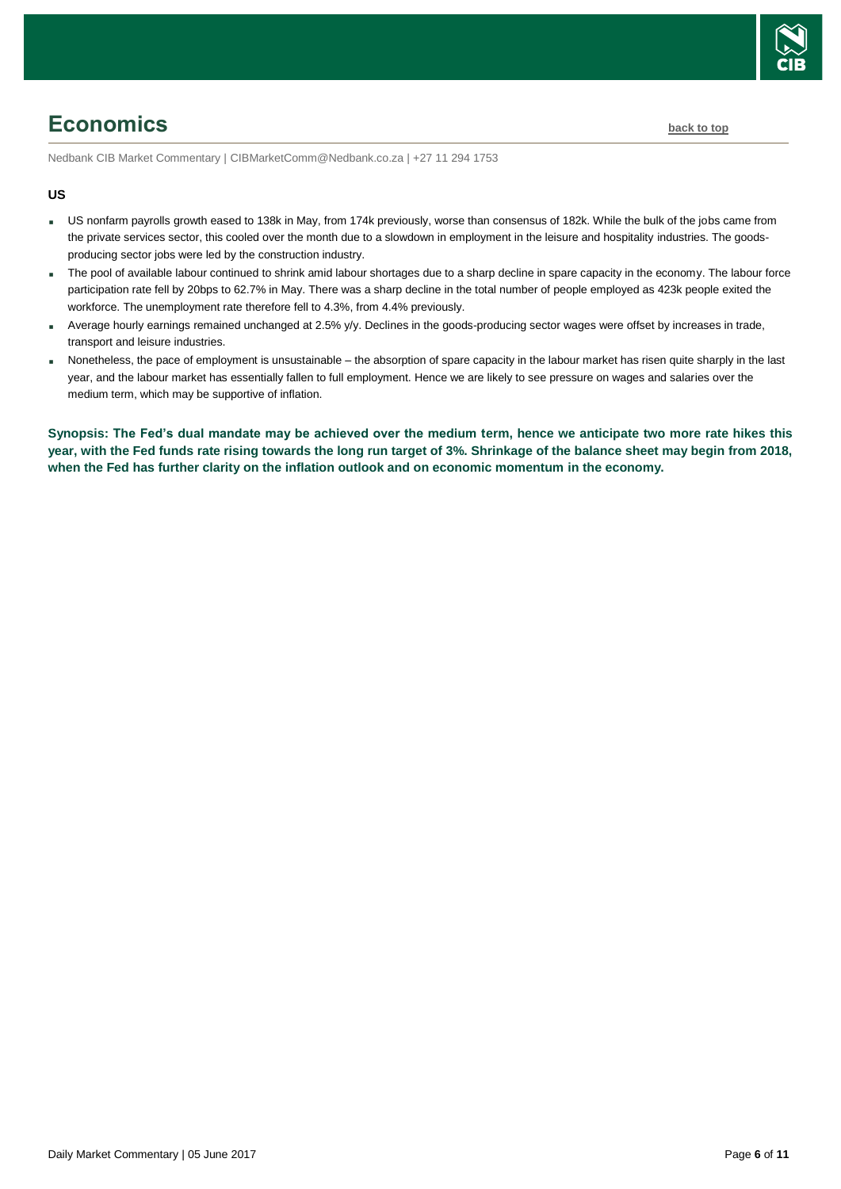# Economics

back to top

Nedbank CIB Market Commentary | CIBMarketComm@Nedbank.co.za | +27 11 294 1753

**US**

- US nonfarm payrolls growth eased to 138k in May, from 174k previously, worse than consensus of 182k. While the bulk of the jobs came from the private services sector, this cooled over the month due to a slowdown in employment in the leisure and hospitality industries. The goods-producing sector jobs were led by the construction industry.
- The pool of available labour continued to shrink amid labour shortages due to a sharp decline in spare capacity in the economy. The labour force participation rate fell by 20bps to 62.7% in May. There was a sharp decline in the total number of people employed as 423k people exited the workforce. The unemployment rate therefore fell to 4.3%, from 4.4% previously.
- Average hourly earnings remained unchanged at 2.5% y/y. Declines in the goods-producing sector wages were offset by increases in trade, transport and leisure industries.
- Nonetheless, the pace of employment is unsustainable – the absorption of spare capacity in the labour market has risen quite sharply in the last year, and the labour market has essentially fallen to full employment. Hence we are likely to see pressure on wages and salaries over the medium term, which may be supportive of inflation.

**Synopsis: The Fed's dual mandate may be achieved over the medium term, hence we anticipate two more rate hikes this year, with the Fed funds rate rising towards the long run target of 3%. Shrinkage of the balance sheet may begin from 2018, when the Fed has further clarity on the inflation outlook and on economic momentum in the economy.**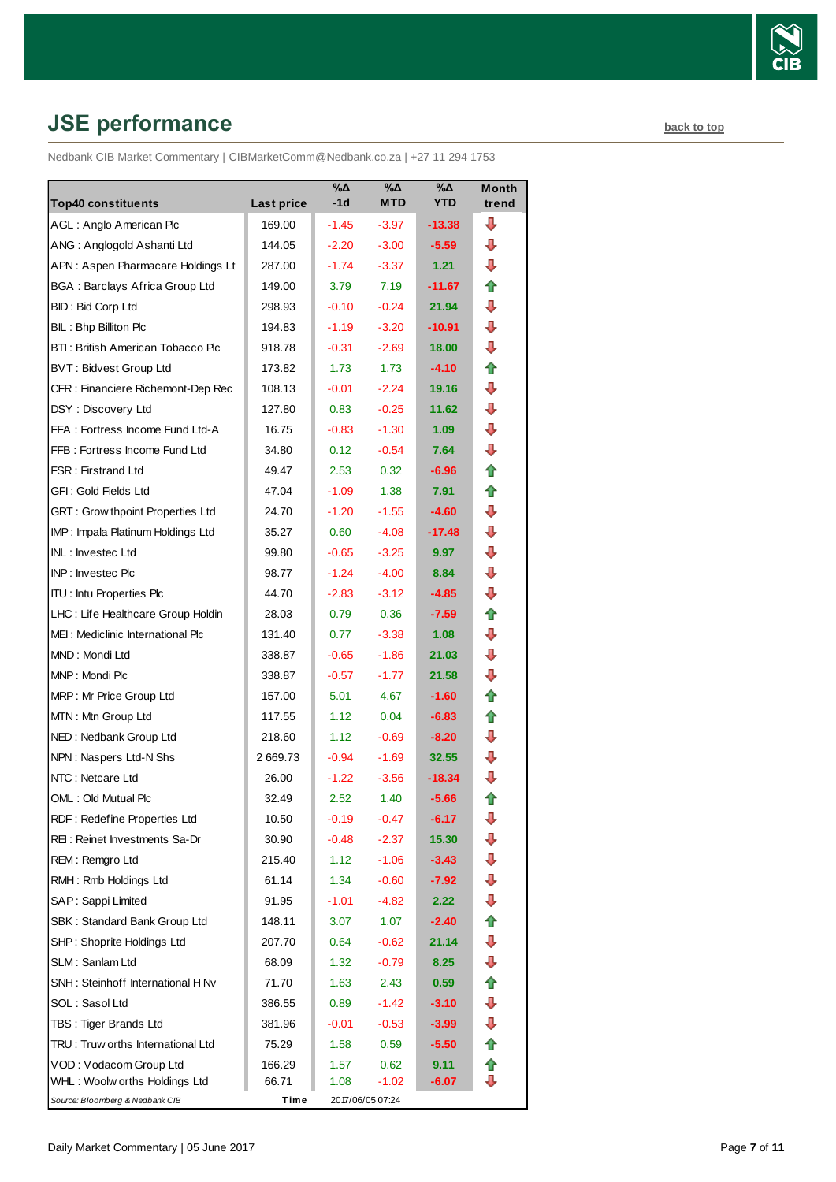## JSE performance

back to top

Nedbank CIB Market Commentary | CIBMarketComm@Nedbank.co.za | +27 11 294 1753

| Top40 constituents | Last price | %Δ -1d | %Δ MTD | %Δ YTD | Month trend |
|---|---|---|---|---|---|
| AGL : Anglo American Plc | 169.00 | -1.45 | -3.97 | -13.38 | ⇩ |
| ANG : Anglogold Ashanti Ltd | 144.05 | -2.20 | -3.00 | -5.59 | ⇩ |
| APN : Aspen Pharmacare Holdings Lt | 287.00 | -1.74 | -3.37 | 1.21 | ⇩ |
| BGA : Barclays Africa Group Ltd | 149.00 | 3.79 | 7.19 | -11.67 | ⇧ |
| BID : Bid Corp Ltd | 298.93 | -0.10 | -0.24 | 21.94 | ⇩ |
| BIL : Bhp Billiton Plc | 194.83 | -1.19 | -3.20 | -10.91 | ⇩ |
| BTI : British American Tobacco Plc | 918.78 | -0.31 | -2.69 | 18.00 | ⇩ |
| BVT : Bidvest Group Ltd | 173.82 | 1.73 | 1.73 | -4.10 | ⇧ |
| CFR : Financiere Richemont-Dep Rec | 108.13 | -0.01 | -2.24 | 19.16 | ⇩ |
| DSY : Discovery Ltd | 127.80 | 0.83 | -0.25 | 11.62 | ⇩ |
| FFA : Fortress Income Fund Ltd-A | 16.75 | -0.83 | -1.30 | 1.09 | ⇩ |
| FFB : Fortress Income Fund Ltd | 34.80 | 0.12 | -0.54 | 7.64 | ⇩ |
| FSR : Firstrand Ltd | 49.47 | 2.53 | 0.32 | -6.96 | ⇧ |
| GFI : Gold Fields Ltd | 47.04 | -1.09 | 1.38 | 7.91 | ⇧ |
| GRT : Growthpoint Properties Ltd | 24.70 | -1.20 | -1.55 | -4.60 | ⇩ |
| IMP : Impala Platinum Holdings Ltd | 35.27 | 0.60 | -4.08 | -17.48 | ⇩ |
| INL : Investec Ltd | 99.80 | -0.65 | -3.25 | 9.97 | ⇩ |
| INP : Investec Plc | 98.77 | -1.24 | -4.00 | 8.84 | ⇩ |
| ITU : Intu Properties Plc | 44.70 | -2.83 | -3.12 | -4.85 | ⇩ |
| LHC : Life Healthcare Group Holdin | 28.03 | 0.79 | 0.36 | -7.59 | ⇧ |
| MEI : Mediclinic International Plc | 131.40 | 0.77 | -3.38 | 1.08 | ⇩ |
| MND : Mondi Ltd | 338.87 | -0.65 | -1.86 | 21.03 | ⇩ |
| MNP : Mondi Plc | 338.87 | -0.57 | -1.77 | 21.58 | ⇩ |
| MRP : Mr Price Group Ltd | 157.00 | 5.01 | 4.67 | -1.60 | ⇧ |
| MTN : Mtn Group Ltd | 117.55 | 1.12 | 0.04 | -6.83 | ⇧ |
| NED : Nedbank Group Ltd | 218.60 | 1.12 | -0.69 | -8.20 | ⇩ |
| NPN : Naspers Ltd-N Shs | 2 669.73 | -0.94 | -1.69 | 32.55 | ⇩ |
| NTC : Netcare Ltd | 26.00 | -1.22 | -3.56 | -18.34 | ⇩ |
| OML : Old Mutual Plc | 32.49 | 2.52 | 1.40 | -5.66 | ⇧ |
| RDF : Redefine Properties Ltd | 10.50 | -0.19 | -0.47 | -6.17 | ⇩ |
| REI : Reinet Investments Sa-Dr | 30.90 | -0.48 | -2.37 | 15.30 | ⇩ |
| REM : Remgro Ltd | 215.40 | 1.12 | -1.06 | -3.43 | ⇩ |
| RMH : Rmb Holdings Ltd | 61.14 | 1.34 | -0.60 | -7.92 | ⇩ |
| SAP : Sappi Limited | 91.95 | -1.01 | -4.82 | 2.22 | ⇩ |
| SBK : Standard Bank Group Ltd | 148.11 | 3.07 | 1.07 | -2.40 | ⇧ |
| SHP : Shoprite Holdings Ltd | 207.70 | 0.64 | -0.62 | 21.14 | ⇩ |
| SLM : Sanlam Ltd | 68.09 | 1.32 | -0.79 | 8.25 | ⇩ |
| SNH : Steinhoff International H Nv | 71.70 | 1.63 | 2.43 | 0.59 | ⇧ |
| SOL : Sasol Ltd | 386.55 | 0.89 | -1.42 | -3.10 | ⇩ |
| TBS : Tiger Brands Ltd | 381.96 | -0.01 | -0.53 | -3.99 | ⇩ |
| TRU : Truworths International Ltd | 75.29 | 1.58 | 0.59 | -5.50 | ⇧ |
| VOD : Vodacom Group Ltd | 166.29 | 1.57 | 0.62 | 9.11 | ⇧ |
| WHL : Woolworths Holdings Ltd | 66.71 | 1.08 | -1.02 | -6.07 | ⇩ |

*Source: Bloomberg & Nedbank CIB* Time 2017/06/05 07:24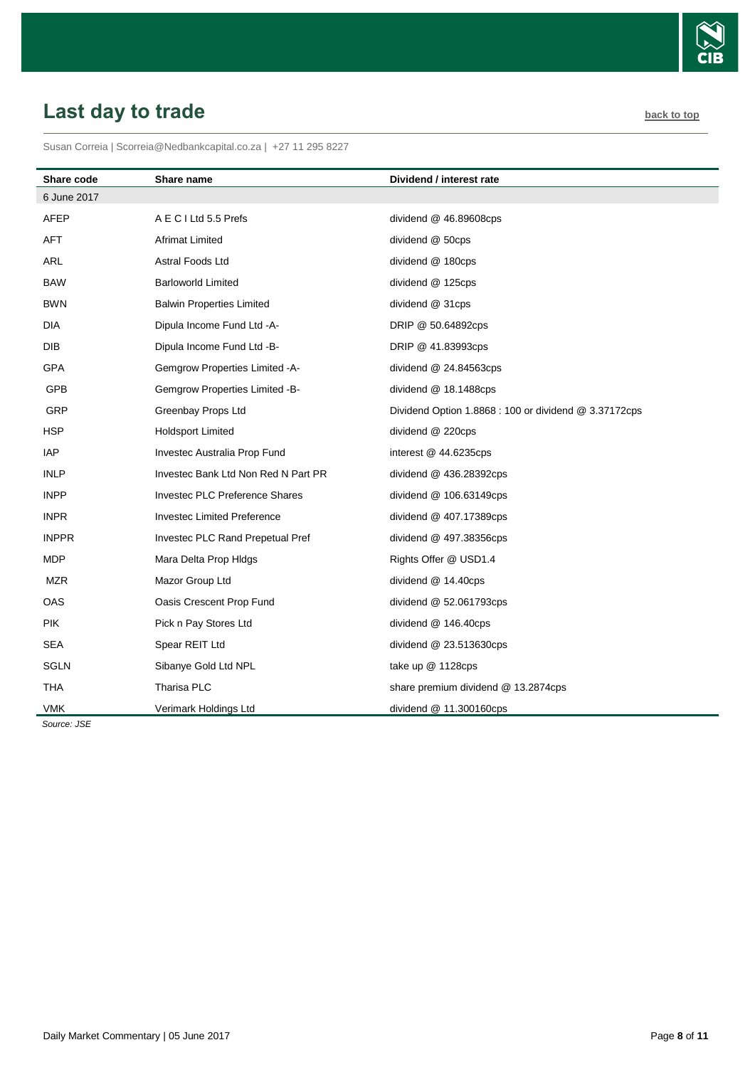## Last day to trade

back to top

Susan Correia | Scorreia@Nedbankcapital.co.za | +27 11 295 8227

| Share code | Share name | Dividend / interest rate |
|---|---|---|
| 6 June 2017 | | |
| AFEP | A E C I Ltd 5.5 Prefs | dividend @ 46.89608cps |
| AFT | Afrimat Limited | dividend @ 50cps |
| ARL | Astral Foods Ltd | dividend @ 180cps |
| BAW | Barloworld Limited | dividend @ 125cps |
| BWN | Balwin Properties Limited | dividend @ 31cps |
| DIA | Dipula Income Fund Ltd -A- | DRIP @ 50.64892cps |
| DIB | Dipula Income Fund Ltd -B- | DRIP @ 41.83993cps |
| GPA | Gemgrow Properties Limited -A- | dividend @ 24.84563cps |
| GPB | Gemgrow Properties Limited -B- | dividend @ 18.1488cps |
| GRP | Greenbay Props Ltd | Dividend Option 1.8868 : 100 or dividend @ 3.37172cps |
| HSP | Holdsport Limited | dividend @ 220cps |
| IAP | Investec Australia Prop Fund | interest @ 44.6235cps |
| INLP | Investec Bank Ltd Non Red N Part PR | dividend @ 436.28392cps |
| INPP | Investec PLC Preference Shares | dividend @ 106.63149cps |
| INPR | Investec Limited Preference | dividend @ 407.17389cps |
| INPPR | Investec PLC Rand Prepetual Pref | dividend @ 497.38356cps |
| MDP | Mara Delta Prop Hldgs | Rights Offer @ USD1.4 |
| MZR | Mazor Group Ltd | dividend @ 14.40cps |
| OAS | Oasis Crescent Prop Fund | dividend @ 52.061793cps |
| PIK | Pick n Pay Stores Ltd | dividend @ 146.40cps |
| SEA | Spear REIT Ltd | dividend @ 23.513630cps |
| SGLN | Sibanye Gold Ltd NPL | take up @ 1128cps |
| THA | Tharisa PLC | share premium dividend @ 13.2874cps |
| VMK | Verimark Holdings Ltd | dividend @ 11.300160cps |

*Source: JSE*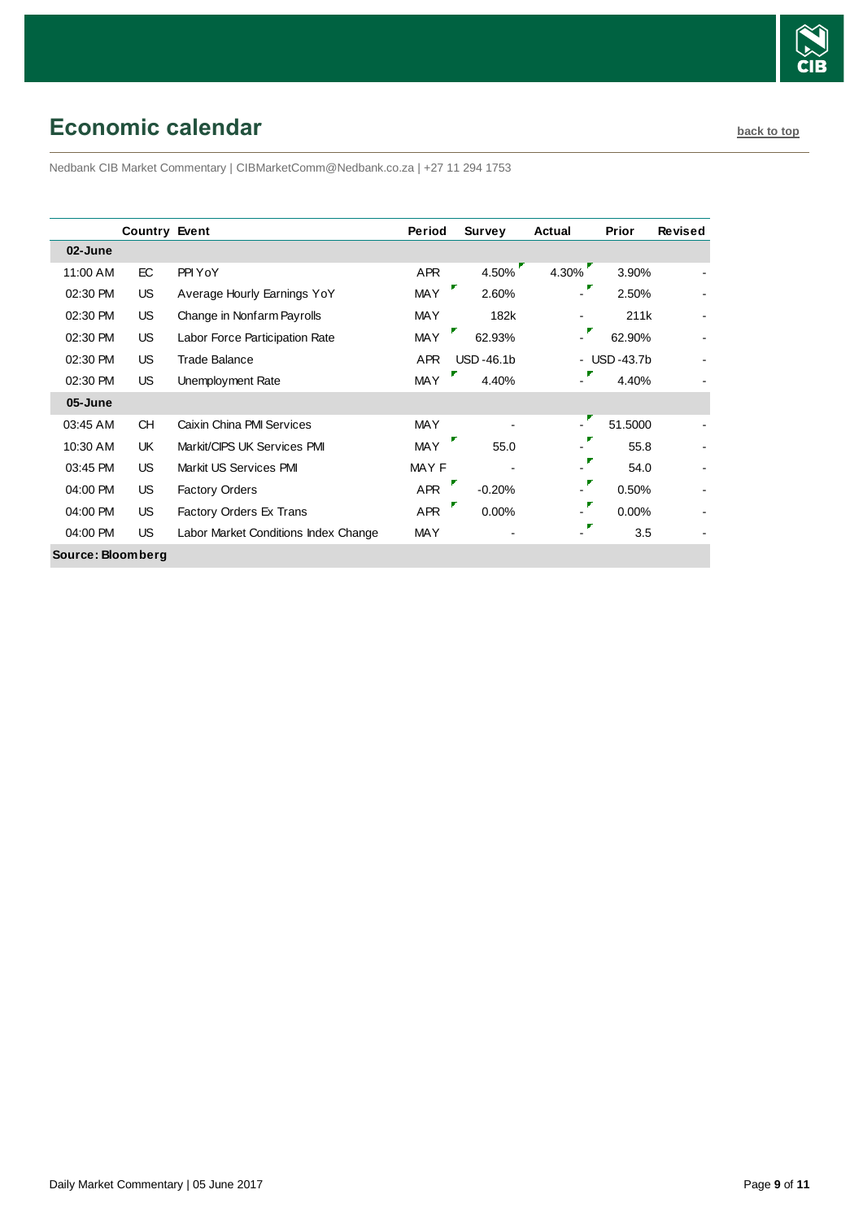## Economic calendar

back to top

Nedbank CIB Market Commentary | CIBMarketComm@Nedbank.co.za | +27 11 294 1753

| | Country | Event | Period | Survey | Actual | Prior | Revised |
|---|---|---|---|---|---|---|---|
| **02-June** | | | | | | | |
| 11:00 AM | EC | PPI YoY | APR | 4.50% | 4.30% | 3.90% | - |
| 02:30 PM | US | Average Hourly Earnings YoY | MAY | 2.60% | - | 2.50% | - |
| 02:30 PM | US | Change in Nonfarm Payrolls | MAY | 182k | - | 211k | - |
| 02:30 PM | US | Labor Force Participation Rate | MAY | 62.93% | - | 62.90% | - |
| 02:30 PM | US | Trade Balance | APR | USD -46.1b | - | USD -43.7b | - |
| 02:30 PM | US | Unemployment Rate | MAY | 4.40% | - | 4.40% | - |
| **05-June** | | | | | | | |
| 03:45 AM | CH | Caixin China PMI Services | MAY | - | - | 51.5000 | - |
| 10:30 AM | UK | Markit/CIPS UK Services PMI | MAY | 55.0 | - | 55.8 | - |
| 03:45 PM | US | Markit US Services PMI | MAY F | - | - | 54.0 | - |
| 04:00 PM | US | Factory Orders | APR | -0.20% | - | 0.50% | - |
| 04:00 PM | US | Factory Orders Ex Trans | APR | 0.00% | - | 0.00% | - |
| 04:00 PM | US | Labor Market Conditions Index Change | MAY | - | - | 3.5 | - |

**Source: Bloomberg**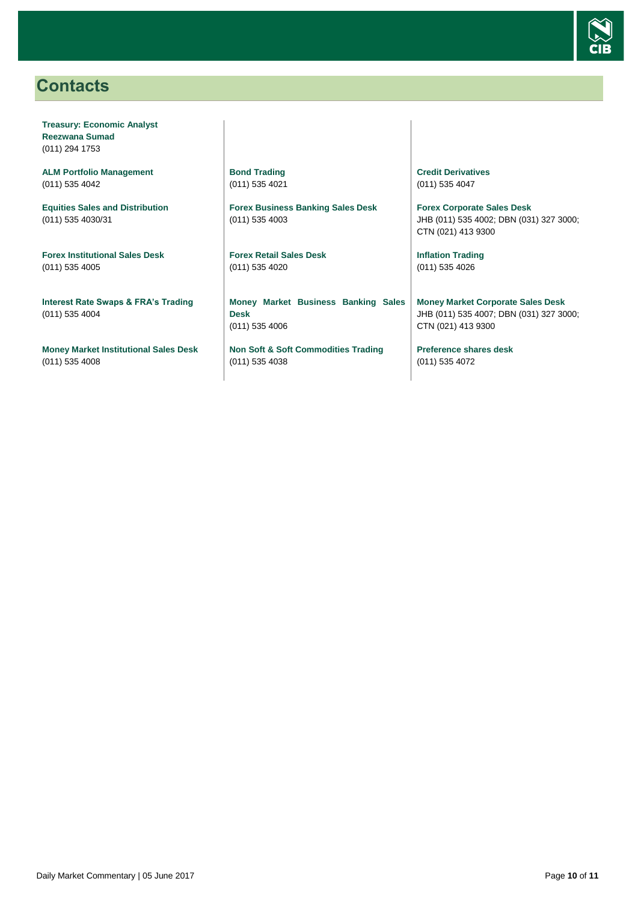# Contacts

**Treasury: Economic Analyst**
**Reezwana Sumad**
(011) 294 1753

**ALM Portfolio Management**
(011) 535 4042

**Equities Sales and Distribution**
(011) 535 4030/31

**Forex Institutional Sales Desk**
(011) 535 4005

**Interest Rate Swaps & FRA's Trading**
(011) 535 4004

**Money Market Institutional Sales Desk**
(011) 535 4008

**Bond Trading**
(011) 535 4021

**Forex Business Banking Sales Desk**
(011) 535 4003

**Forex Retail Sales Desk**
(011) 535 4020

**Money Market Business Banking Sales Desk**
(011) 535 4006

**Non Soft & Soft Commodities Trading**
(011) 535 4038

**Credit Derivatives**
(011) 535 4047

**Forex Corporate Sales Desk**
JHB (011) 535 4002; DBN (031) 327 3000; CTN (021) 413 9300

**Inflation Trading**
(011) 535 4026

**Money Market Corporate Sales Desk**
JHB (011) 535 4007; DBN (031) 327 3000; CTN (021) 413 9300

**Preference shares desk**
(011) 535 4072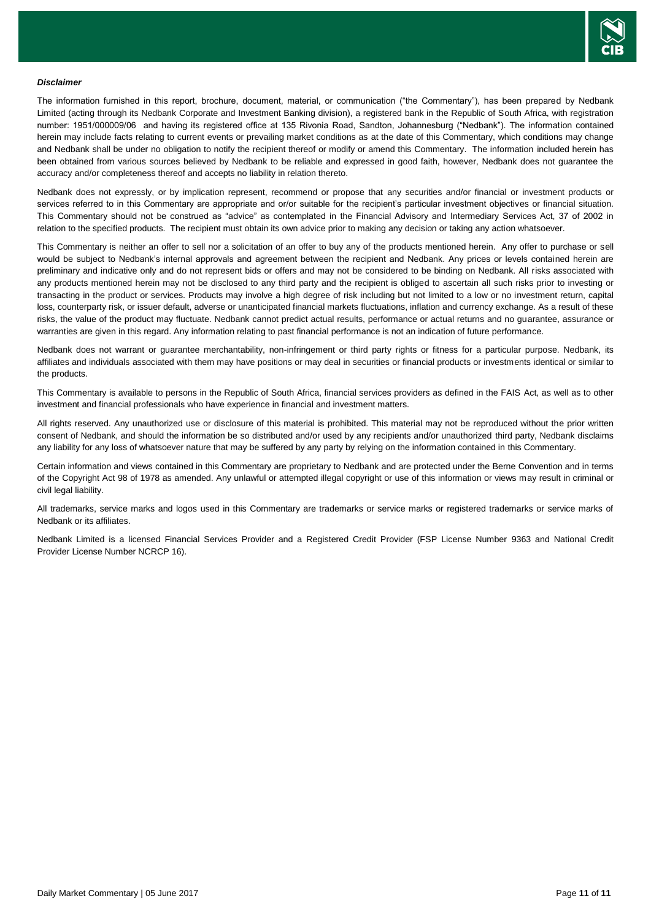***Disclaimer***

The information furnished in this report, brochure, document, material, or communication ("the Commentary"), has been prepared by Nedbank Limited (acting through its Nedbank Corporate and Investment Banking division), a registered bank in the Republic of South Africa, with registration number: 1951/000009/06 and having its registered office at 135 Rivonia Road, Sandton, Johannesburg ("Nedbank"). The information contained herein may include facts relating to current events or prevailing market conditions as at the date of this Commentary, which conditions may change and Nedbank shall be under no obligation to notify the recipient thereof or modify or amend this Commentary. The information included herein has been obtained from various sources believed by Nedbank to be reliable and expressed in good faith, however, Nedbank does not guarantee the accuracy and/or completeness thereof and accepts no liability in relation thereto.

Nedbank does not expressly, or by implication represent, recommend or propose that any securities and/or financial or investment products or services referred to in this Commentary are appropriate and or/or suitable for the recipient's particular investment objectives or financial situation. This Commentary should not be construed as "advice" as contemplated in the Financial Advisory and Intermediary Services Act, 37 of 2002 in relation to the specified products. The recipient must obtain its own advice prior to making any decision or taking any action whatsoever.

This Commentary is neither an offer to sell nor a solicitation of an offer to buy any of the products mentioned herein. Any offer to purchase or sell would be subject to Nedbank's internal approvals and agreement between the recipient and Nedbank. Any prices or levels contained herein are preliminary and indicative only and do not represent bids or offers and may not be considered to be binding on Nedbank. All risks associated with any products mentioned herein may not be disclosed to any third party and the recipient is obliged to ascertain all such risks prior to investing or transacting in the product or services. Products may involve a high degree of risk including but not limited to a low or no investment return, capital loss, counterparty risk, or issuer default, adverse or unanticipated financial markets fluctuations, inflation and currency exchange. As a result of these risks, the value of the product may fluctuate. Nedbank cannot predict actual results, performance or actual returns and no guarantee, assurance or warranties are given in this regard. Any information relating to past financial performance is not an indication of future performance.

Nedbank does not warrant or guarantee merchantability, non-infringement or third party rights or fitness for a particular purpose. Nedbank, its affiliates and individuals associated with them may have positions or may deal in securities or financial products or investments identical or similar to the products.

This Commentary is available to persons in the Republic of South Africa, financial services providers as defined in the FAIS Act, as well as to other investment and financial professionals who have experience in financial and investment matters.

All rights reserved. Any unauthorized use or disclosure of this material is prohibited. This material may not be reproduced without the prior written consent of Nedbank, and should the information be so distributed and/or used by any recipients and/or unauthorized third party, Nedbank disclaims any liability for any loss of whatsoever nature that may be suffered by any party by relying on the information contained in this Commentary.

Certain information and views contained in this Commentary are proprietary to Nedbank and are protected under the Berne Convention and in terms of the Copyright Act 98 of 1978 as amended. Any unlawful or attempted illegal copyright or use of this information or views may result in criminal or civil legal liability.

All trademarks, service marks and logos used in this Commentary are trademarks or service marks or registered trademarks or service marks of Nedbank or its affiliates.

Nedbank Limited is a licensed Financial Services Provider and a Registered Credit Provider (FSP License Number 9363 and National Credit Provider License Number NCRCP 16).